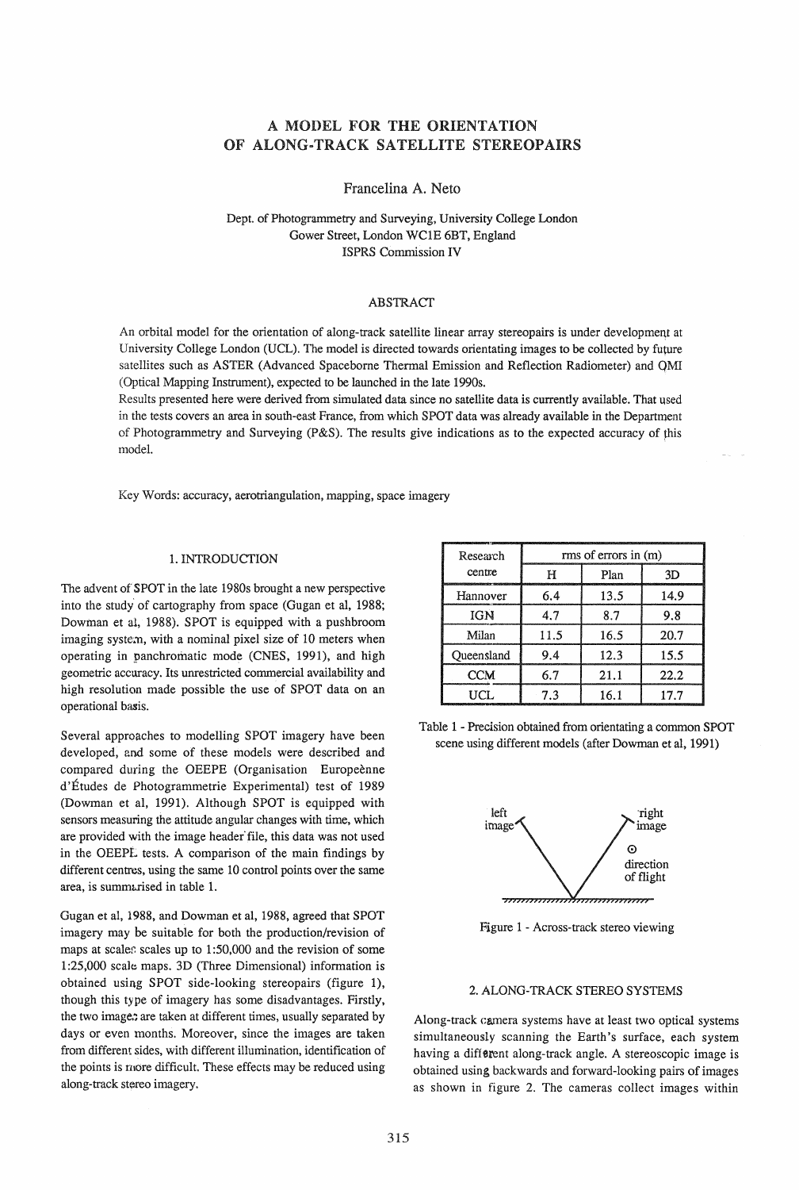# A MODEL FOR THE ORIENTATION OF ALONG-TRACK SATELLITE STEREOPAIRS

Francelina A. Neto

Dept. of Photogrammetry and Surveying, University College London
Gower Street, London WC1E 6BT, England
ISPRS Commission IV

## ABSTRACT

An orbital model for the orientation of along-track satellite linear array stereopairs is under development at University College London (UCL). The model is directed towards orientating images to be collected by future satellites such as ASTER (Advanced Spaceborne Thermal Emission and Reflection Radiometer) and OMI (Optical Mapping Instrument), expected to be launched in the late 1990s.
Results presented here were derived from simulated data since no satellite data is currently available. That used in the tests covers an area in south-east France, from which SPOT data was already available in the Department of Photogrammetry and Surveying (P&S). The results give indications as to the expected accuracy of this model.

Key Words: accuracy, aerotriangulation, mapping, space imagery

## 1. INTRODUCTION

The advent of SPOT in the late 1980s brought a new perspective into the study of cartography from space (Gugan et al, 1988; Dowman et al, 1988). SPOT is equipped with a pushbroom imaging system, with a nominal pixel size of 10 meters when operating in panchromatic mode (CNES, 1991), and high geometric accuracy. Its unrestricted commercial availability and high resolution made possible the use of SPOT data on an operational basis.

Several approaches to modelling SPOT imagery have been developed, and some of these models were described and compared during the OEEPE (Organisation Europeènne d'Études de Photogrammetrie Experimental) test of 1989 (Dowman et al, 1991). Although SPOT is equipped with sensors measuring the attitude angular changes with time, which are provided with the image header file, this data was not used in the OEEPE tests. A comparison of the main findings by different centres, using the same 10 control points over the same area, is summarised in table 1.

| Research centre | rms of errors in (m) | | |
|---|---|---|---|
| | H | Plan | 3D |
| Hannover | 6.4 | 13.5 | 14.9 |
| IGN | 4.7 | 8.7 | 9.8 |
| Milan | 11.5 | 16.5 | 20.7 |
| Queensland | 9.4 | 12.3 | 15.5 |
| CCM | 6.7 | 21.1 | 22.2 |
| UCL | 7.3 | 16.1 | 17.7 |

Table 1 - Precision obtained from orientating a common SPOT scene using different models (after Dowman et al, 1991)

Gugan et al, 1988, and Dowman et al, 1988, agreed that SPOT imagery may be suitable for both the production/revision of maps at scales scales up to 1:50,000 and the revision of some 1:25,000 scale maps. 3D (Three Dimensional) information is obtained using SPOT side-looking stereopairs (figure 1), though this type of imagery has some disadvantages. Firstly, the two images are taken at different times, usually separated by days or even months. Moreover, since the images are taken from different sides, with different illumination, identification of the points is more difficult. These effects may be reduced using along-track stereo imagery.

Figure 1 - Across-track stereo viewing

## 2. ALONG-TRACK STEREO SYSTEMS

Along-track camera systems have at least two optical systems simultaneously scanning the Earth's surface, each system having a different along-track angle. A stereoscopic image is obtained using backwards and forward-looking pairs of images as shown in figure 2. The cameras collect images within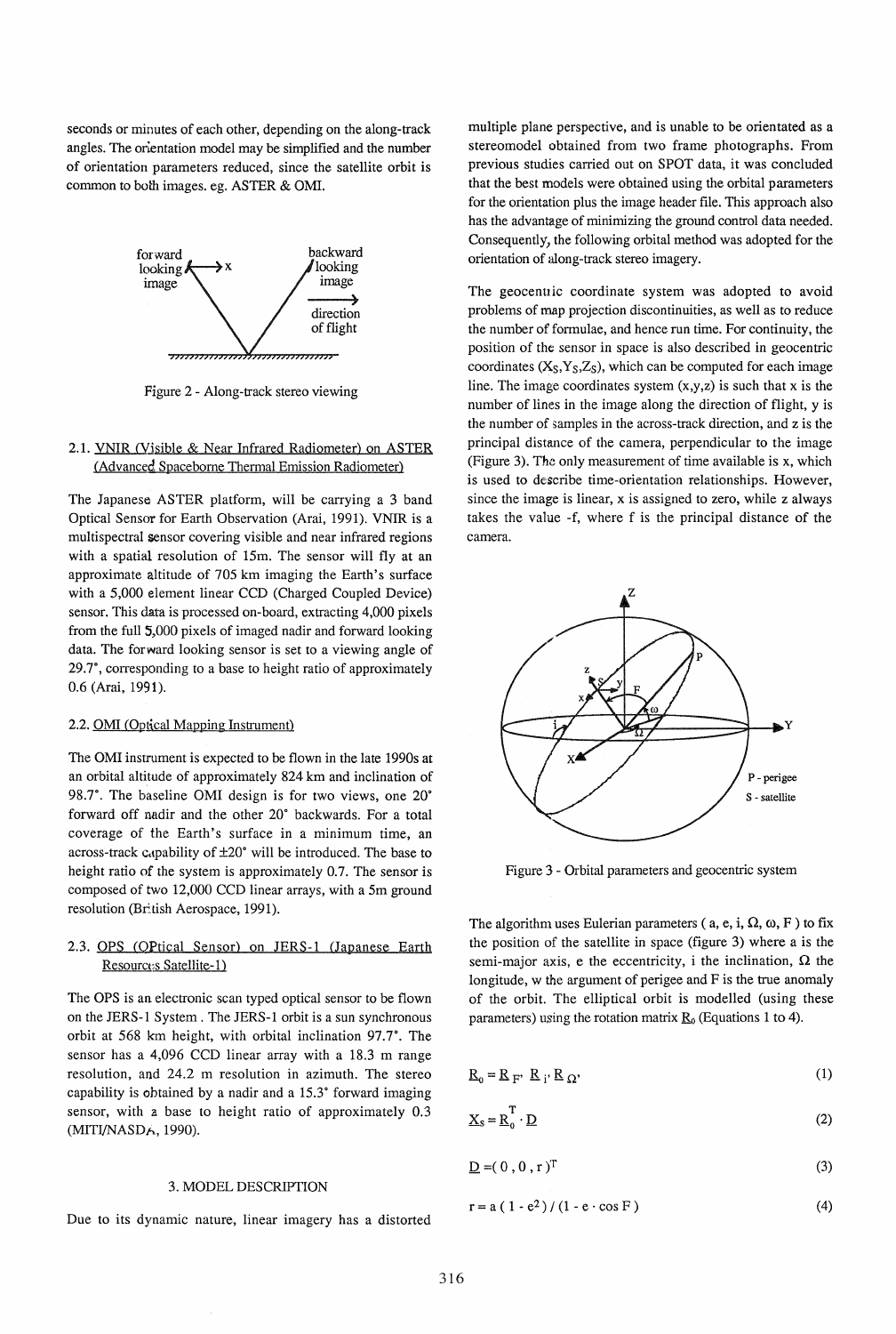seconds or minutes of each other, depending on the along-track angles. The orientation model may be simplified and the number of orientation parameters reduced, since the satellite orbit is common to both images. eg. ASTER & OMI.

Figure 2 - Along-track stereo viewing

### 2.1. VNIR (Visible & Near Infrared Radiometer) on ASTER (Advanced Spaceborne Thermal Emission Radiometer)

The Japanese ASTER platform, will be carrying a 3 band Optical Sensor for Earth Observation (Arai, 1991). VNIR is a multispectral sensor covering visible and near infrared regions with a spatial resolution of 15m. The sensor will fly at an approximate altitude of 705 km imaging the Earth's surface with a 5,000 element linear CCD (Charged Coupled Device) sensor. This data is processed on-board, extracting 4,000 pixels from the full 5,000 pixels of imaged nadir and forward looking data. The forward looking sensor is set to a viewing angle of 29.7°, corresponding to a base to height ratio of approximately 0.6 (Arai, 1991).

### 2.2. OMI (Optical Mapping Instrument)

The OMI instrument is expected to be flown in the late 1990s at an orbital altitude of approximately 824 km and inclination of 98.7°. The baseline OMI design is for two views, one 20° forward off nadir and the other 20° backwards. For a total coverage of the Earth's surface in a minimum time, an across-track capability of ±20° will be introduced. The base to height ratio of the system is approximately 0.7. The sensor is composed of two 12,000 CCD linear arrays, with a 5m ground resolution (British Aerospace, 1991).

### 2.3. OPS (OPtical Sensor) on JERS-1 (Japanese Earth Resources Satellite-1)

The OPS is an electronic scan typed optical sensor to be flown on the JERS-1 System. The JERS-1 orbit is a sun synchronous orbit at 568 km height, with orbital inclination 97.7°. The sensor has a 4,096 CCD linear array with a 18.3 m range resolution, and 24.2 m resolution in azimuth. The stereo capability is obtained by a nadir and a 15.3° forward imaging sensor, with a base to height ratio of approximately 0.3 (MITI/NASDA, 1990).

## 3. MODEL DESCRIPTION

Due to its dynamic nature, linear imagery has a distorted multiple plane perspective, and is unable to be orientated as a stereomodel obtained from two frame photographs. From previous studies carried out on SPOT data, it was concluded that the best models were obtained using the orbital parameters for the orientation plus the image header file. This approach also has the advantage of minimizing the ground control data needed. Consequently, the following orbital method was adopted for the orientation of along-track stereo imagery.

The geocentric coordinate system was adopted to avoid problems of map projection discontinuities, as well as to reduce the number of formulae, and hence run time. For continuity, the position of the sensor in space is also described in geocentric coordinates ($X_S$,$Y_S$,$Z_S$), which can be computed for each image line. The image coordinates system (x,y,z) is such that x is the number of lines in the image along the direction of flight, y is the number of samples in the across-track direction, and z is the principal distance of the camera, perpendicular to the image (Figure 3). The only measurement of time available is x, which is used to describe time-orientation relationships. However, since the image is linear, x is assigned to zero, while z always takes the value -f, where f is the principal distance of the camera.

Figure 3 - Orbital parameters and geocentric system

The algorithm uses Eulerian parameters ( a, e, i, $\Omega$, $\omega$, F ) to fix the position of the satellite in space (figure 3) where a is the semi-major axis, e the eccentricity, i the inclination, $\Omega$ the longitude, w the argument of perigee and F is the true anomaly of the orbit. The elliptical orbit is modelled (using these parameters) using the rotation matrix $\underline{R}_0$ (Equations 1 to 4).

$$\underline{R}_0 = \underline{R}_{F'} \, \underline{R}_{i'} \, \underline{R}_{\Omega'} \tag{1}$$

$$\underline{X}_S = \underline{R}_0^T \cdot \underline{D} \tag{2}$$

$$\underline{D} = ( 0 , 0 , r )^T \tag{3}$$

$$r = a ( 1 - e^2 ) / ( 1 - e \cdot \cos F ) \tag{4}$$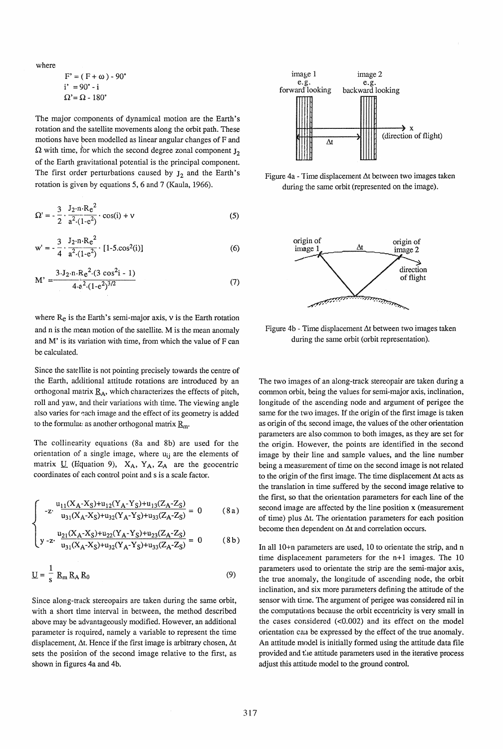where

$$F' = (F + \omega) - 90°$$
$$i' = 90° - i$$
$$\Omega' = \Omega - 180°$$

The major components of dynamical motion are the Earth's rotation and the satellite movements along the orbit path. These motions have been modelled as linear angular changes of F and $\Omega$ with time, for which the second degree zonal component $J_2$ of the Earth gravitational potential is the principal component. The first order perturbations caused by $J_2$ and the Earth's rotation is given by equations 5, 6 and 7 (Kaula, 1966).

$$\Omega' = -\frac{3}{2} \cdot \frac{J_2 \cdot n \cdot R_e^2}{a^2 \cdot (1-e^2)} \cdot \cos(i) + \nu \tag{5}$$

$$w' = -\frac{3}{4} \cdot \frac{J_2 \cdot n \cdot R_e^2}{a^2 \cdot (1-e^2)} \cdot [1 - 5.\cos^2(i)] \tag{6}$$

$$M' = \frac{3 \cdot J_2 \cdot n \cdot R_e^2 \cdot (3 \cos^2 i - 1)}{4 \cdot a^2 \cdot (1-e^2)^{3/2}} \tag{7}$$

where $R_e$ is the Earth's semi-major axis, $\nu$ is the Earth rotation and n is the mean motion of the satellite. M is the mean anomaly and M' is its variation with time, from which the value of F can be calculated.

Since the satellite is not pointing precisely towards the centre of the Earth, additional attitude rotations are introduced by an orthogonal matrix $\underline{R}_A$, which characterizes the effects of pitch, roll and yaw, and their variations with time. The viewing angle also varies for each image and the effect of its geometry is added to the formulae as another orthogonal matrix $\underline{R}_m$.

The collinearity equations (8a and 8b) are used for the orientation of a single image, where $u_{ij}$ are the elements of matrix $\underline{U}$ (Equation 9), $X_A$, $Y_A$, $Z_A$ are the geocentric coordinates of each control point and s is a scale factor.

$$-z \cdot \frac{u_{11}(X_A-X_S)+u_{12}(Y_A-Y_S)+u_{13}(Z_A-Z_S)}{u_{31}(X_A-X_S)+u_{32}(Y_A-Y_S)+u_{33}(Z_A-Z_S)} = 0 \tag{8a}$$

$$y - z \cdot \frac{u_{21}(X_A-X_S)+u_{22}(Y_A-Y_S)+u_{23}(Z_A-Z_S)}{u_{31}(X_A-X_S)+u_{32}(Y_A-Y_S)+u_{33}(Z_A-Z_S)} = 0 \tag{8b}$$

$$\underline{U} = \frac{1}{s} \underline{R}_m \underline{R}_A \underline{R}_0 \tag{9}$$

Since along-track stereopairs are taken during the same orbit, with a short time interval in between, the method described above may be advantageously modified. However, an additional parameter is required, namely a variable to represent the time displacement, $\Delta t$. Hence if the first image is arbitrary chosen, $\Delta t$ sets the position of the second image relative to the first, as shown in figures 4a and 4b.

Figure 4a - Time displacement $\Delta t$ between two images taken during the same orbit (represented on the image).

Figure 4b - Time displacement $\Delta t$ between two images taken during the same orbit (orbit representation).

The two images of an along-track stereopair are taken during a common orbit, being the values for semi-major axis, inclination, longitude of the ascending node and argument of perigee the same for the two images. If the origin of the first image is taken as origin of the second image, the values of the other orientation parameters are also common to both images, as they are set for the origin. However, the points are identified in the second image by their line and sample values, and the line number being a measurement of time on the second image is not related to the origin of the first image. The time displacement $\Delta t$ acts as the translation in time suffered by the second image relative to the first, so that the orientation parameters for each line of the second image are affected by the line position x (measurement of time) plus $\Delta t$. The orientation parameters for each position become then dependent on $\Delta t$ and correlation occurs.

In all 10+n parameters are used, 10 to orientate the strip, and n time displacement parameters for the n+1 images. The 10 parameters used to orientate the strip are the semi-major axis, the true anomaly, the longitude of ascending node, the orbit inclination, and six more parameters defining the attitude of the sensor with time. The argument of perigee was considered nil in the computations because the orbit eccentricity is very small in the cases considered (<0.002) and its effect on the model orientation can be expressed by the effect of the true anomaly. An attitude model is initially formed using the attitude data file provided and the attitude parameters used in the iterative process adjust this attitude model to the ground control.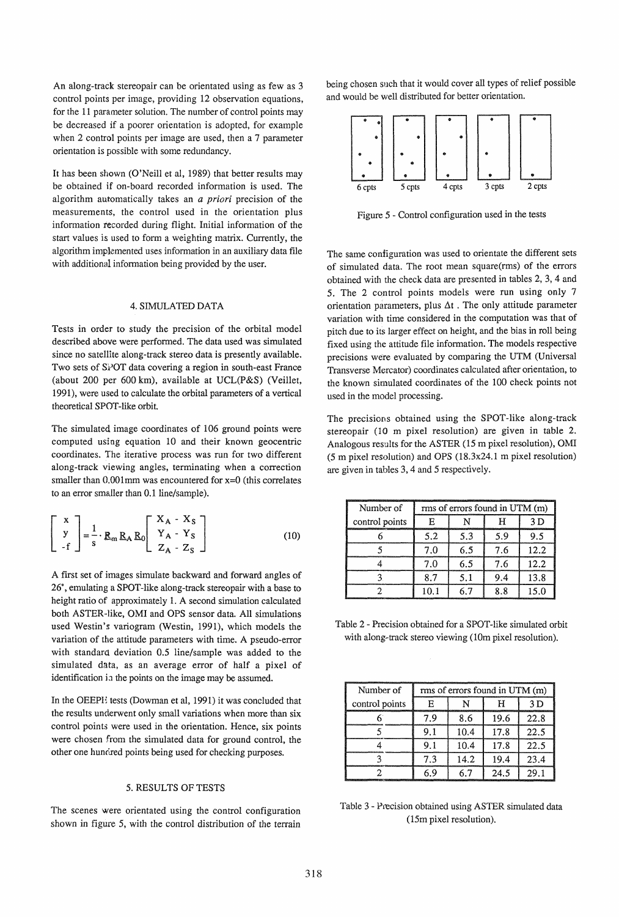An along-track stereopair can be orientated using as few as 3 control points per image, providing 12 observation equations, for the 11 parameter solution. The number of control points may be decreased if a poorer orientation is adopted, for example when 2 control points per image are used, then a 7 parameter orientation is possible with some redundancy.

It has been shown (O'Neill et al, 1989) that better results may be obtained if on-board recorded information is used. The algorithm automatically takes an *a priori* precision of the measurements, the control used in the orientation plus information recorded during flight. Initial information of the start values is used to form a weighting matrix. Currently, the algorithm implemented uses information in an auxiliary data file with additional information being provided by the user.

## 4. SIMULATED DATA

Tests in order to study the precision of the orbital model described above were performed. The data used was simulated since no satellite along-track stereo data is presently available. Two sets of SPOT data covering a region in south-east France (about 200 per 600 km), available at UCL(P&S) (Veillet, 1991), were used to calculate the orbital parameters of a vertical theoretical SPOT-like orbit.

The simulated image coordinates of 106 ground points were computed using equation 10 and their known geocentric coordinates. The iterative process was run for two different along-track viewing angles, terminating when a correction smaller than 0.001mm was encountered for x=0 (this correlates to an error smaller than 0.1 line/sample).

$$\begin{bmatrix} x \\ y \\ -f \end{bmatrix} = \frac{1}{s} \cdot R_m R_A R_0 \begin{bmatrix} X_A - X_S \\ Y_A - Y_S \\ Z_A - Z_S \end{bmatrix} \qquad (10)$$

A first set of images simulate backward and forward angles of 26°, emulating a SPOT-like along-track stereopair with a base to height ratio of approximately 1. A second simulation calculated both ASTER-like, OMI and OPS sensor data. All simulations used Westin's variogram (Westin, 1991), which models the variation of the attitude parameters with time. A pseudo-error with standard deviation 0.5 line/sample was added to the simulated data, as an average error of half a pixel of identification in the points on the image may be assumed.

In the OEEPE tests (Dowman et al, 1991) it was concluded that the results underwent only small variations when more than six control points were used in the orientation. Hence, six points were chosen from the simulated data for ground control, the other one hundred points being used for checking purposes.

## 5. RESULTS OF TESTS

The scenes were orientated using the control configuration shown in figure 5, with the control distribution of the terrain being chosen such that it would cover all types of relief possible and would be well distributed for better orientation.

6 cpts 5 cpts 4 cpts 3 cpts 2 cpts

Figure 5 - Control configuration used in the tests

The same configuration was used to orientate the different sets of simulated data. The root mean square(rms) of the errors obtained with the check data are presented in tables 2, 3, 4 and 5. The 2 control points models were run using only 7 orientation parameters, plus $\Delta t$ . The only attitude parameter variation with time considered in the computation was that of pitch due to its larger effect on height, and the bias in roll being fixed using the attitude file information. The models respective precisions were evaluated by comparing the UTM (Universal Transverse Mercator) coordinates calculated after orientation, to the known simulated coordinates of the 100 check points not used in the model processing.

The precisions obtained using the SPOT-like along-track stereopair (10 m pixel resolution) are given in table 2. Analogous results for the ASTER (15 m pixel resolution), OMI (5 m pixel resolution) and OPS (18.3x24.1 m pixel resolution) are given in tables 3, 4 and 5 respectively.

| Number of control points | rms of errors found in UTM (m) | | | |
|---|---|---|---|---|
| | E | N | H | 3D |
| 6 | 5.2 | 5.3 | 5.9 | 9.5 |
| 5 | 7.0 | 6.5 | 7.6 | 12.2 |
| 4 | 7.0 | 6.5 | 7.6 | 12.2 |
| 3 | 8.7 | 5.1 | 9.4 | 13.8 |
| 2 | 10.1 | 6.7 | 8.8 | 15.0 |

Table 2 - Precision obtained for a SPOT-like simulated orbit with along-track stereo viewing (10m pixel resolution).

| Number of control points | rms of errors found in UTM (m) | | | |
|---|---|---|---|---|
| | E | N | H | 3D |
| 6 | 7.9 | 8.6 | 19.6 | 22.8 |
| 5 | 9.1 | 10.4 | 17.8 | 22.5 |
| 4 | 9.1 | 10.4 | 17.8 | 22.5 |
| 3 | 7.3 | 14.2 | 19.4 | 23.4 |
| 2 | 6.9 | 6.7 | 24.5 | 29.1 |

Table 3 - Precision obtained using ASTER simulated data (15m pixel resolution).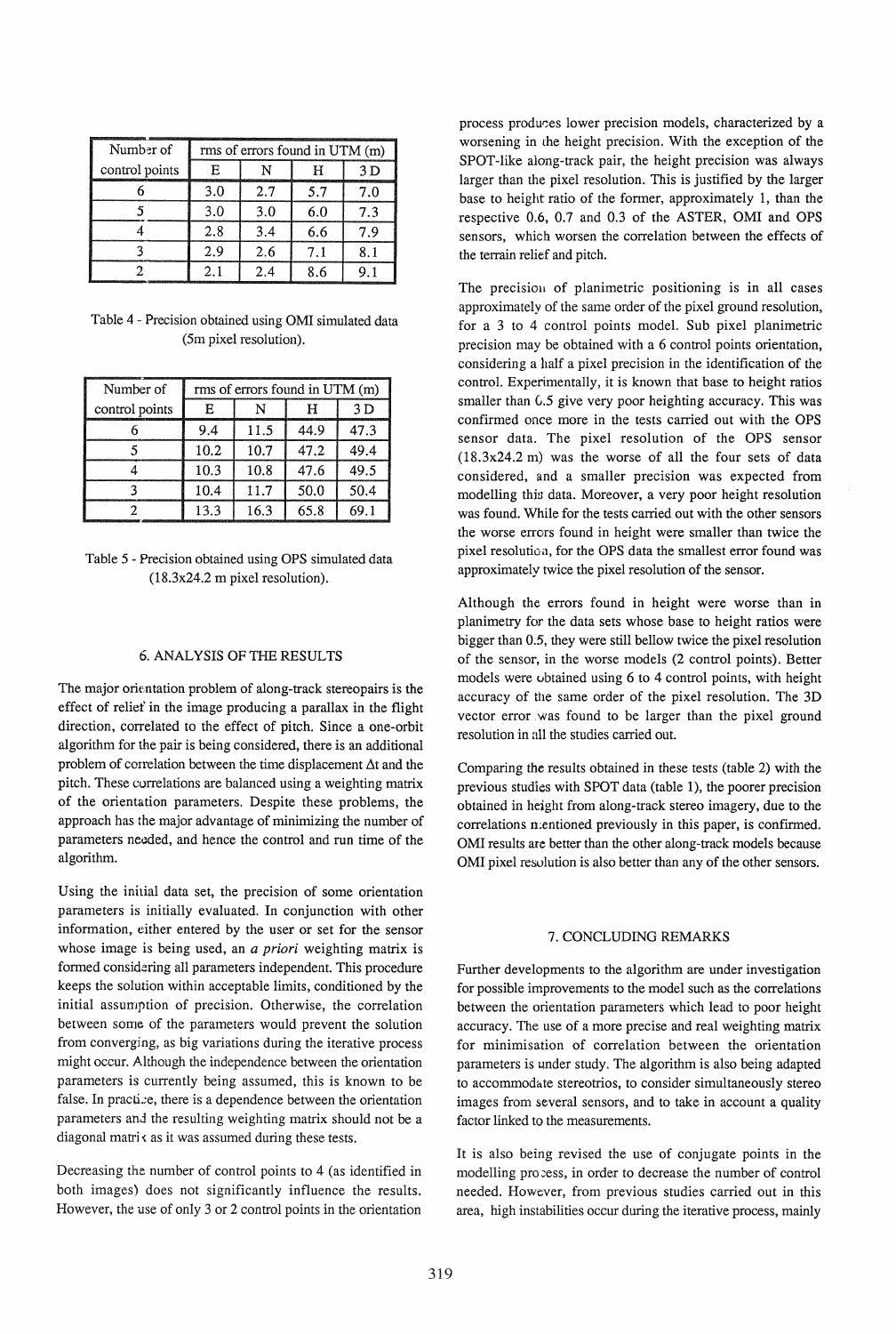| Number of control points | rms of errors found in UTM (m) | | | |
|---|---|---|---|---|
| | E | N | H | 3D |
| 6 | 3.0 | 2.7 | 5.7 | 7.0 |
| 5 | 3.0 | 3.0 | 6.0 | 7.3 |
| 4 | 2.8 | 3.4 | 6.6 | 7.9 |
| 3 | 2.9 | 2.6 | 7.1 | 8.1 |
| 2 | 2.1 | 2.4 | 8.6 | 9.1 |

Table 4 - Precision obtained using OMI simulated data (5m pixel resolution).

| Number of control points | rms of errors found in UTM (m) | | | |
|---|---|---|---|---|
| | E | N | H | 3D |
| 6 | 9.4 | 11.5 | 44.9 | 47.3 |
| 5 | 10.2 | 10.7 | 47.2 | 49.4 |
| 4 | 10.3 | 10.8 | 47.6 | 49.5 |
| 3 | 10.4 | 11.7 | 50.0 | 50.4 |
| 2 | 13.3 | 16.3 | 65.8 | 69.1 |

Table 5 - Precision obtained using OPS simulated data (18.3x24.2 m pixel resolution).

## 6. ANALYSIS OF THE RESULTS

The major orientation problem of along-track stereopairs is the effect of relief in the image producing a parallax in the flight direction, correlated to the effect of pitch. Since a one-orbit algorithm for the pair is being considered, there is an additional problem of correlation between the time displacement $\Delta t$ and the pitch. These correlations are balanced using a weighting matrix of the orientation parameters. Despite these problems, the approach has the major advantage of minimizing the number of parameters needed, and hence the control and run time of the algorithm.

Using the initial data set, the precision of some orientation parameters is initially evaluated. In conjunction with other information, either entered by the user or set for the sensor whose image is being used, an *a priori* weighting matrix is formed considering all parameters independent. This procedure keeps the solution within acceptable limits, conditioned by the initial assumption of precision. Otherwise, the correlation between some of the parameters would prevent the solution from converging, as big variations during the iterative process might occur. Although the independence between the orientation parameters is currently being assumed, this is known to be false. In practice, there is a dependence between the orientation parameters and the resulting weighting matrix should not be a diagonal matrix as it was assumed during these tests.

Decreasing the number of control points to 4 (as identified in both images) does not significantly influence the results. However, the use of only 3 or 2 control points in the orientation process produces lower precision models, characterized by a worsening in the height precision. With the exception of the SPOT-like along-track pair, the height precision was always larger than the pixel resolution. This is justified by the larger base to height ratio of the former, approximately 1, than the respective 0.6, 0.7 and 0.3 of the ASTER, OMI and OPS sensors, which worsen the correlation between the effects of the terrain relief and pitch.

The precision of planimetric positioning is in all cases approximately of the same order of the pixel ground resolution, for a 3 to 4 control points model. Sub pixel planimetric precision may be obtained with a 6 control points orientation, considering a half a pixel precision in the identification of the control. Experimentally, it is known that base to height ratios smaller than 0.5 give very poor heighting accuracy. This was confirmed once more in the tests carried out with the OPS sensor data. The pixel resolution of the OPS sensor (18.3x24.2 m) was the worse of all the four sets of data considered, and a smaller precision was expected from modelling this data. Moreover, a very poor height resolution was found. While for the tests carried out with the other sensors the worse errors found in height were smaller than twice the pixel resolution, for the OPS data the smallest error found was approximately twice the pixel resolution of the sensor.

Although the errors found in height were worse than in planimetry for the data sets whose base to height ratios were bigger than 0.5, they were still bellow twice the pixel resolution of the sensor, in the worse models (2 control points). Better models were obtained using 6 to 4 control points, with height accuracy of the same order of the pixel resolution. The 3D vector error was found to be larger than the pixel ground resolution in all the studies carried out.

Comparing the results obtained in these tests (table 2) with the previous studies with SPOT data (table 1), the poorer precision obtained in height from along-track stereo imagery, due to the correlations mentioned previously in this paper, is confirmed. OMI results are better than the other along-track models because OMI pixel resolution is also better than any of the other sensors.

## 7. CONCLUDING REMARKS

Further developments to the algorithm are under investigation for possible improvements to the model such as the correlations between the orientation parameters which lead to poor height accuracy. The use of a more precise and real weighting matrix for minimisation of correlation between the orientation parameters is under study. The algorithm is also being adapted to accommodate stereotrios, to consider simultaneously stereo images from several sensors, and to take in account a quality factor linked to the measurements.

It is also being revised the use of conjugate points in the modelling process, in order to decrease the number of control needed. However, from previous studies carried out in this area, high instabilities occur during the iterative process, mainly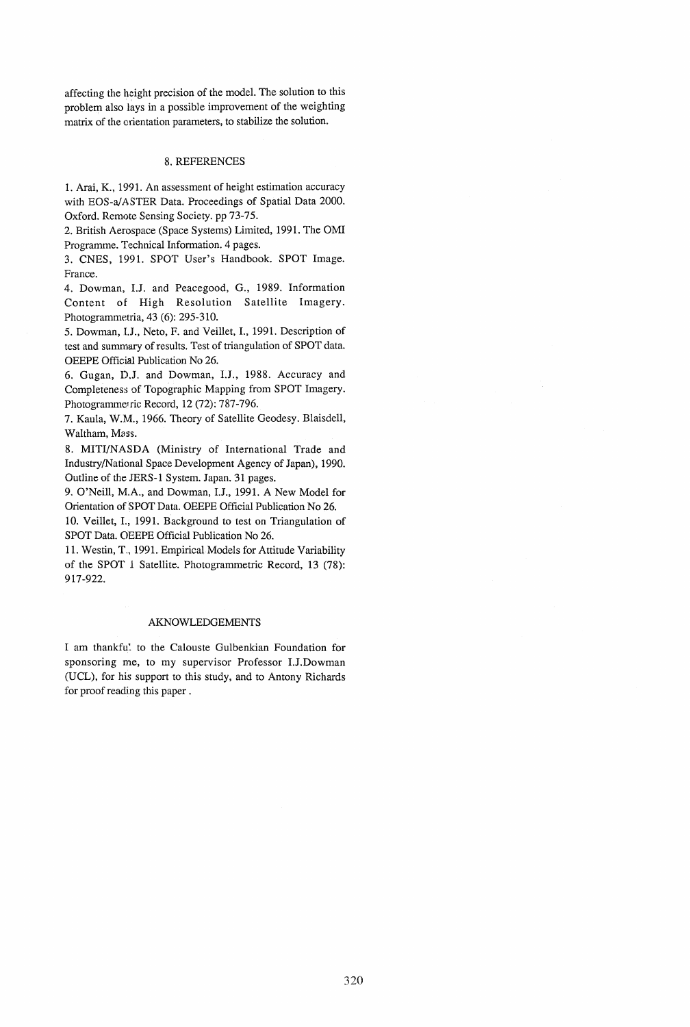affecting the height precision of the model. The solution to this problem also lays in a possible improvement of the weighting matrix of the orientation parameters, to stabilize the solution.

## 8. REFERENCES

1. Arai, K., 1991. An assessment of height estimation accuracy with EOS-a/ASTER Data. Proceedings of Spatial Data 2000. Oxford. Remote Sensing Society. pp 73-75.
2. British Aerospace (Space Systems) Limited, 1991. The OMI Programme. Technical Information. 4 pages.
3. CNES, 1991. SPOT User's Handbook. SPOT Image. France.
4. Dowman, I.J. and Peacegood, G., 1989. Information Content of High Resolution Satellite Imagery. Photogrammetria, 43 (6): 295-310.
5. Dowman, I.J., Neto, F. and Veillet, I., 1991. Description of test and summary of results. Test of triangulation of SPOT data. OEEPE Official Publication No 26.
6. Gugan, D.J. and Dowman, I.J., 1988. Accuracy and Completeness of Topographic Mapping from SPOT Imagery. Photogrammetric Record, 12 (72): 787-796.
7. Kaula, W.M., 1966. Theory of Satellite Geodesy. Blaisdell, Waltham, Mass.
8. MITI/NASDA (Ministry of International Trade and Industry/National Space Development Agency of Japan), 1990. Outline of the JERS-1 System. Japan. 31 pages.
9. O'Neill, M.A., and Dowman, I.J., 1991. A New Model for Orientation of SPOT Data. OEEPE Official Publication No 26.
10. Veillet, I., 1991. Background to test on Triangulation of SPOT Data. OEEPE Official Publication No 26.
11. Westin, T., 1991. Empirical Models for Attitude Variability of the SPOT 1 Satellite. Photogrammetric Record, 13 (78): 917-922.

## AKNOWLEDGEMENTS

I am thankful to the Calouste Gulbenkian Foundation for sponsoring me, to my supervisor Professor I.J.Dowman (UCL), for his support to this study, and to Antony Richards for proof reading this paper .